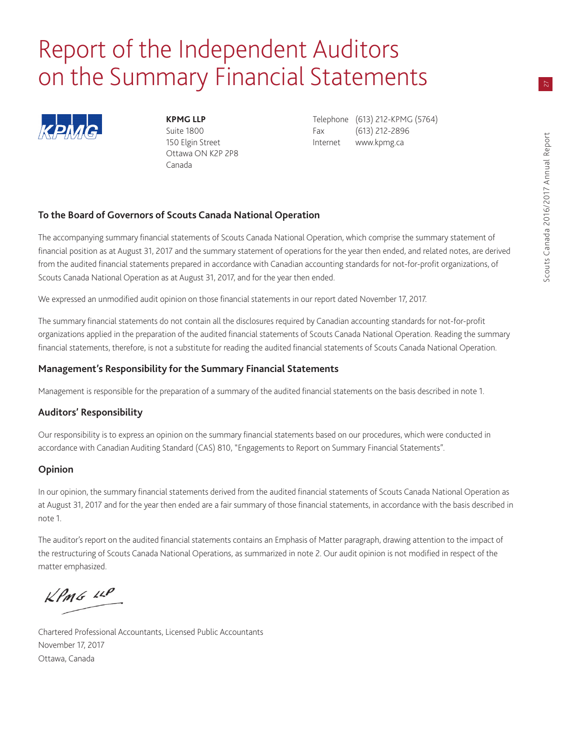# Report of the Independent Auditors on the Summary Financial Statements

**KPMG LLP**
Suite 1800
150 Elgin Street
Ottawa ON K2P 2P8
Canada

Telephone (613) 212-KPMG (5764)
Fax (613) 212-2896
Internet www.kpmg.ca

### To the Board of Governors of Scouts Canada National Operation

The accompanying summary financial statements of Scouts Canada National Operation, which comprise the summary statement of financial position as at August 31, 2017 and the summary statement of operations for the year then ended, and related notes, are derived from the audited financial statements prepared in accordance with Canadian accounting standards for not-for-profit organizations, of Scouts Canada National Operation as at August 31, 2017, and for the year then ended.

We expressed an unmodified audit opinion on those financial statements in our report dated November 17, 2017.

The summary financial statements do not contain all the disclosures required by Canadian accounting standards for not-for-profit organizations applied in the preparation of the audited financial statements of Scouts Canada National Operation. Reading the summary financial statements, therefore, is not a substitute for reading the audited financial statements of Scouts Canada National Operation.

### Management's Responsibility for the Summary Financial Statements

Management is responsible for the preparation of a summary of the audited financial statements on the basis described in note 1.

### Auditors' Responsibility

Our responsibility is to express an opinion on the summary financial statements based on our procedures, which were conducted in accordance with Canadian Auditing Standard (CAS) 810, "Engagements to Report on Summary Financial Statements".

### Opinion

In our opinion, the summary financial statements derived from the audited financial statements of Scouts Canada National Operation as at August 31, 2017 and for the year then ended are a fair summary of those financial statements, in accordance with the basis described in note 1.

The auditor's report on the audited financial statements contains an Emphasis of Matter paragraph, drawing attention to the impact of the restructuring of Scouts Canada National Operations, as summarized in note 2. Our audit opinion is not modified in respect of the matter emphasized.

KPMG LLP

Chartered Professional Accountants, Licensed Public Accountants
November 17, 2017
Ottawa, Canada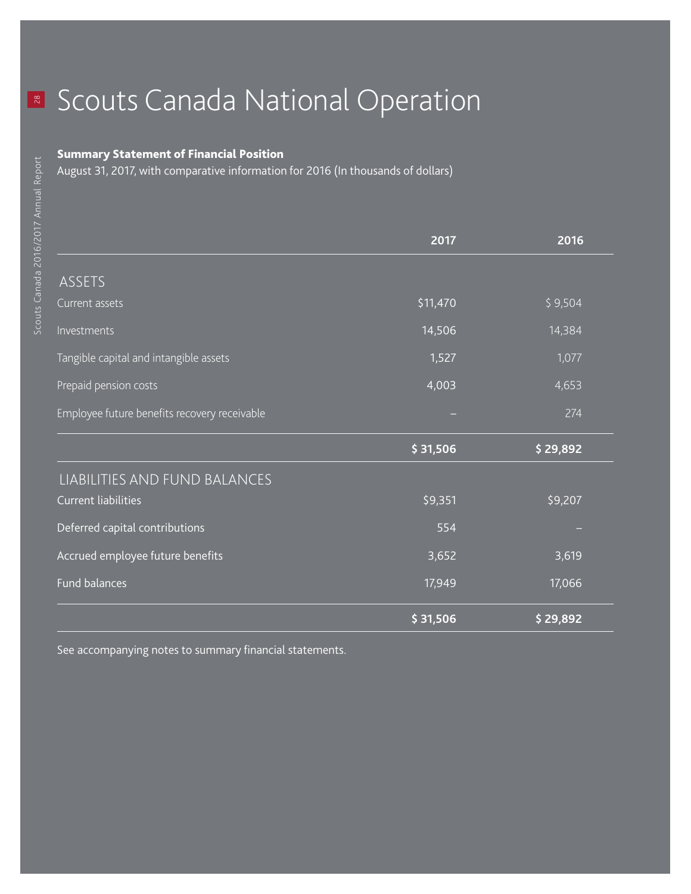# Scouts Canada National Operation

**Summary Statement of Financial Position**

August 31, 2017, with comparative information for 2016 (In thousands of dollars)

| | 2017 | 2016 |
|---|---|---|
| ASSETS | | |
| Current assets | $11,470 | $ 9,504 |
| Investments | 14,506 | 14,384 |
| Tangible capital and intangible assets | 1,527 | 1,077 |
| Prepaid pension costs | 4,003 | 4,653 |
| Employee future benefits recovery receivable | – | 274 |
| | **$ 31,506** | **$ 29,892** |
| LIABILITIES AND FUND BALANCES | | |
| Current liabilities | $9,351 | $9,207 |
| Deferred capital contributions | 554 | – |
| Accrued employee future benefits | 3,652 | 3,619 |
| Fund balances | 17,949 | 17,066 |
| | **$ 31,506** | **$ 29,892** |

See accompanying notes to summary financial statements.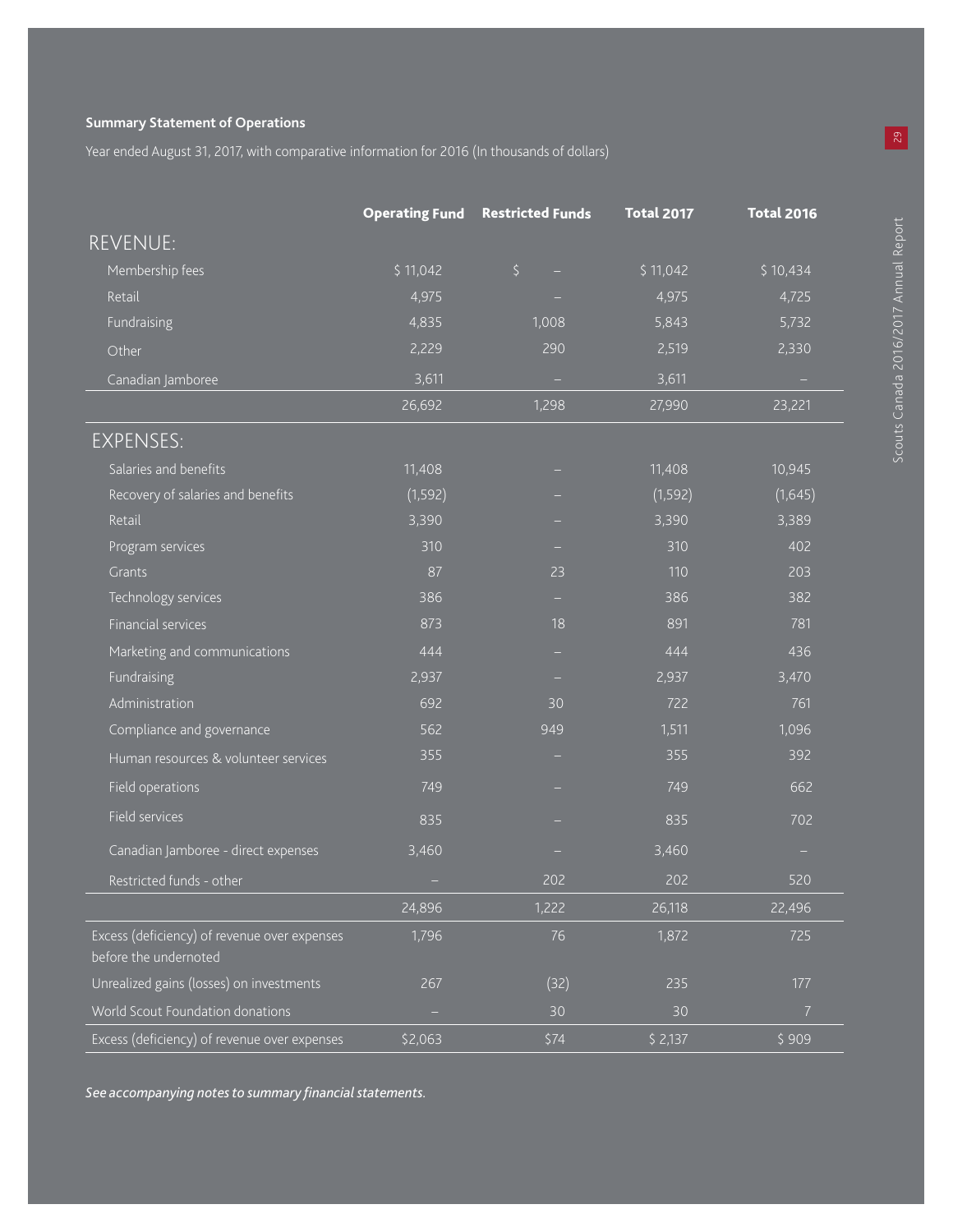**Summary Statement of Operations**

Year ended August 31, 2017, with comparative information for 2016 (In thousands of dollars)

| | Operating Fund | Restricted Funds | Total 2017 | Total 2016 |
|---|---|---|---|---|
| REVENUE: | | | | |
| Membership fees | $ 11,042 | $ – | $ 11,042 | $ 10,434 |
| Retail | 4,975 | – | 4,975 | 4,725 |
| Fundraising | 4,835 | 1,008 | 5,843 | 5,732 |
| Other | 2,229 | 290 | 2,519 | 2,330 |
| Canadian Jamboree | 3,611 | – | 3,611 | – |
| | 26,692 | 1,298 | 27,990 | 23,221 |
| EXPENSES: | | | | |
| Salaries and benefits | 11,408 | – | 11,408 | 10,945 |
| Recovery of salaries and benefits | (1,592) | – | (1,592) | (1,645) |
| Retail | 3,390 | – | 3,390 | 3,389 |
| Program services | 310 | – | 310 | 402 |
| Grants | 87 | 23 | 110 | 203 |
| Technology services | 386 | – | 386 | 382 |
| Financial services | 873 | 18 | 891 | 781 |
| Marketing and communications | 444 | – | 444 | 436 |
| Fundraising | 2,937 | – | 2,937 | 3,470 |
| Administration | 692 | 30 | 722 | 761 |
| Compliance and governance | 562 | 949 | 1,511 | 1,096 |
| Human resources & volunteer services | 355 | – | 355 | 392 |
| Field operations | 749 | – | 749 | 662 |
| Field services | 835 | – | 835 | 702 |
| Canadian Jamboree - direct expenses | 3,460 | – | 3,460 | – |
| Restricted funds - other | – | 202 | 202 | 520 |
| | 24,896 | 1,222 | 26,118 | 22,496 |
| Excess (deficiency) of revenue over expenses before the undernoted | 1,796 | 76 | 1,872 | 725 |
| Unrealized gains (losses) on investments | 267 | (32) | 235 | 177 |
| World Scout Foundation donations | – | 30 | 30 | 7 |
| Excess (deficiency) of revenue over expenses | $2,063 | $74 | $ 2,137 | $ 909 |

*See accompanying notes to summary financial statements.*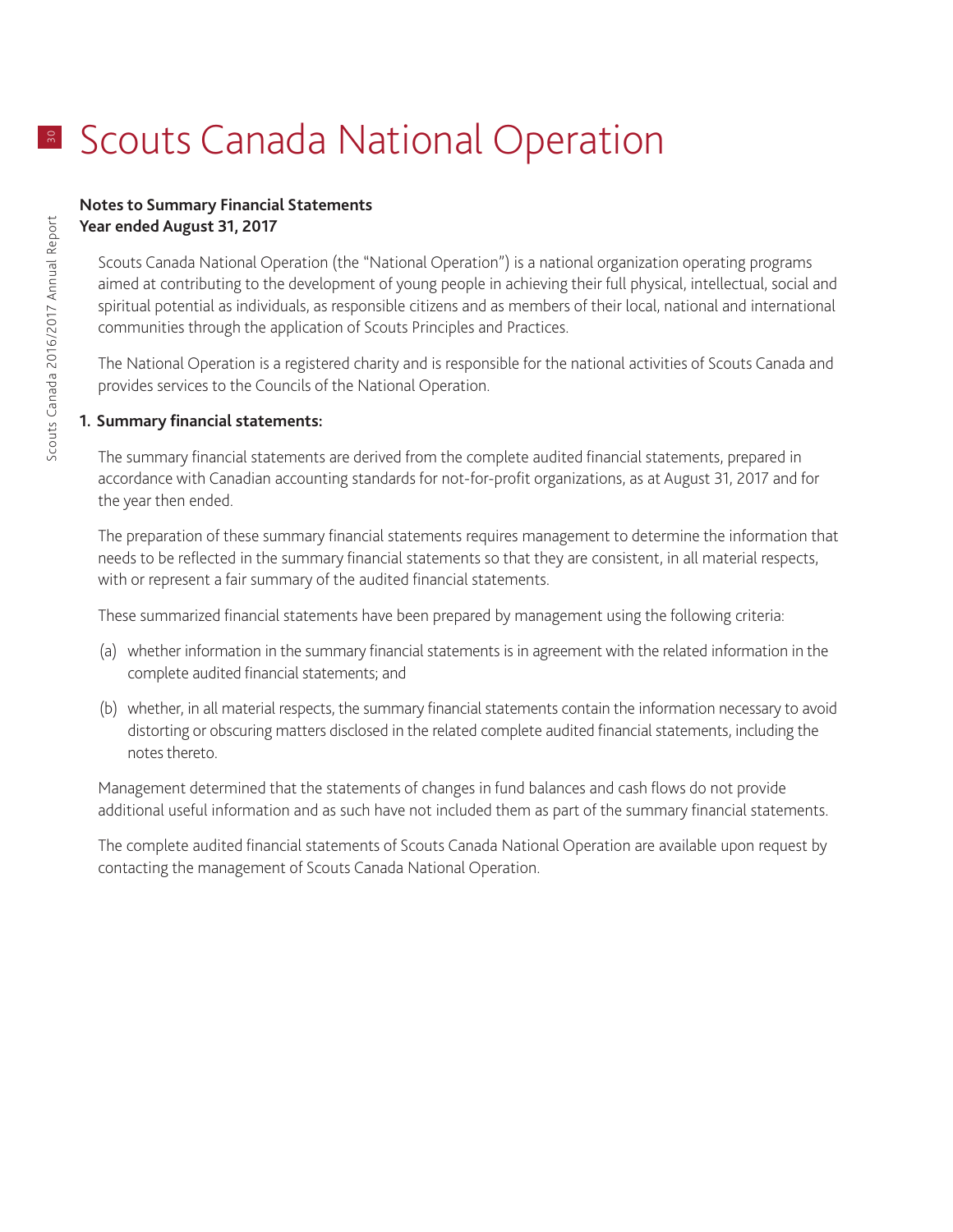# Scouts Canada National Operation

**Notes to Summary Financial Statements**
**Year ended August 31, 2017**

Scouts Canada National Operation (the "National Operation") is a national organization operating programs aimed at contributing to the development of young people in achieving their full physical, intellectual, social and spiritual potential as individuals, as responsible citizens and as members of their local, national and international communities through the application of Scouts Principles and Practices.

The National Operation is a registered charity and is responsible for the national activities of Scouts Canada and provides services to the Councils of the National Operation.

**1. Summary financial statements:**

The summary financial statements are derived from the complete audited financial statements, prepared in accordance with Canadian accounting standards for not-for-profit organizations, as at August 31, 2017 and for the year then ended.

The preparation of these summary financial statements requires management to determine the information that needs to be reflected in the summary financial statements so that they are consistent, in all material respects, with or represent a fair summary of the audited financial statements.

These summarized financial statements have been prepared by management using the following criteria:

(a) whether information in the summary financial statements is in agreement with the related information in the complete audited financial statements; and

(b) whether, in all material respects, the summary financial statements contain the information necessary to avoid distorting or obscuring matters disclosed in the related complete audited financial statements, including the notes thereto.

Management determined that the statements of changes in fund balances and cash flows do not provide additional useful information and as such have not included them as part of the summary financial statements.

The complete audited financial statements of Scouts Canada National Operation are available upon request by contacting the management of Scouts Canada National Operation.